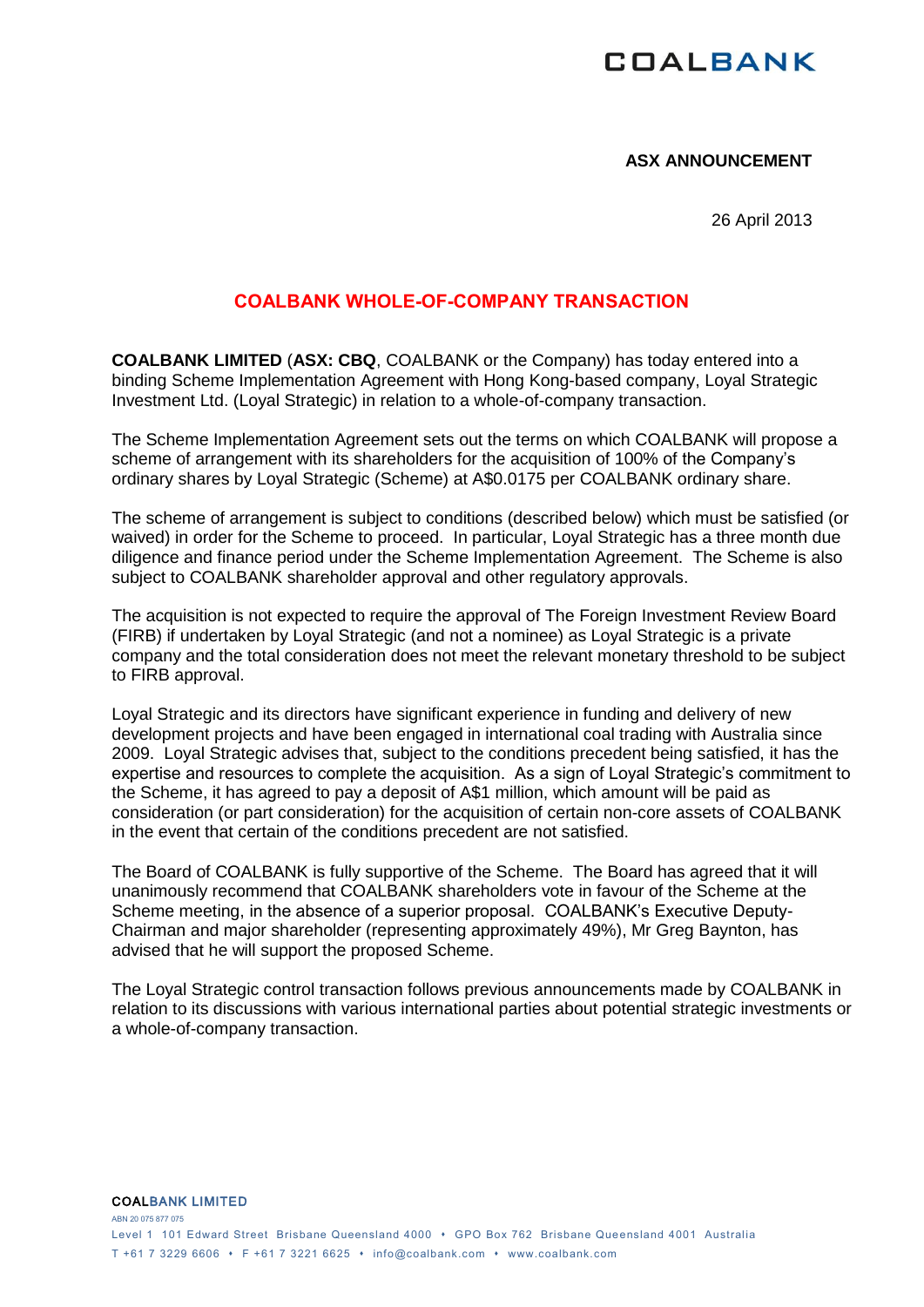# COALBANK

**ASX ANNOUNCEMENT**

26 April 2013

## COALBANK WHOLE-OF-COMPANY TRANSACTION

**COALBANK LIMITED** (**ASX: CBQ**, COALBANK or the Company) has today entered into a binding Scheme Implementation Agreement with Hong Kong-based company, Loyal Strategic Investment Ltd. (Loyal Strategic) in relation to a whole-of-company transaction.

The Scheme Implementation Agreement sets out the terms on which COALBANK will propose a scheme of arrangement with its shareholders for the acquisition of 100% of the Company's ordinary shares by Loyal Strategic (Scheme) at A$0.0175 per COALBANK ordinary share.

The scheme of arrangement is subject to conditions (described below) which must be satisfied (or waived) in order for the Scheme to proceed. In particular, Loyal Strategic has a three month due diligence and finance period under the Scheme Implementation Agreement. The Scheme is also subject to COALBANK shareholder approval and other regulatory approvals.

The acquisition is not expected to require the approval of The Foreign Investment Review Board (FIRB) if undertaken by Loyal Strategic (and not a nominee) as Loyal Strategic is a private company and the total consideration does not meet the relevant monetary threshold to be subject to FIRB approval.

Loyal Strategic and its directors have significant experience in funding and delivery of new development projects and have been engaged in international coal trading with Australia since 2009. Loyal Strategic advises that, subject to the conditions precedent being satisfied, it has the expertise and resources to complete the acquisition. As a sign of Loyal Strategic's commitment to the Scheme, it has agreed to pay a deposit of A$1 million, which amount will be paid as consideration (or part consideration) for the acquisition of certain non-core assets of COALBANK in the event that certain of the conditions precedent are not satisfied.

The Board of COALBANK is fully supportive of the Scheme. The Board has agreed that it will unanimously recommend that COALBANK shareholders vote in favour of the Scheme at the Scheme meeting, in the absence of a superior proposal. COALBANK's Executive Deputy-Chairman and major shareholder (representing approximately 49%), Mr Greg Baynton, has advised that he will support the proposed Scheme.

The Loyal Strategic control transaction follows previous announcements made by COALBANK in relation to its discussions with various international parties about potential strategic investments or a whole-of-company transaction.

COALBANK LIMITED
ABN 20 075 877 075
Level 1 101 Edward Street Brisbane Queensland 4000 • GPO Box 762 Brisbane Queensland 4001 Australia
T +61 7 3229 6606 • F +61 7 3221 6625 • info@coalbank.com • www.coalbank.com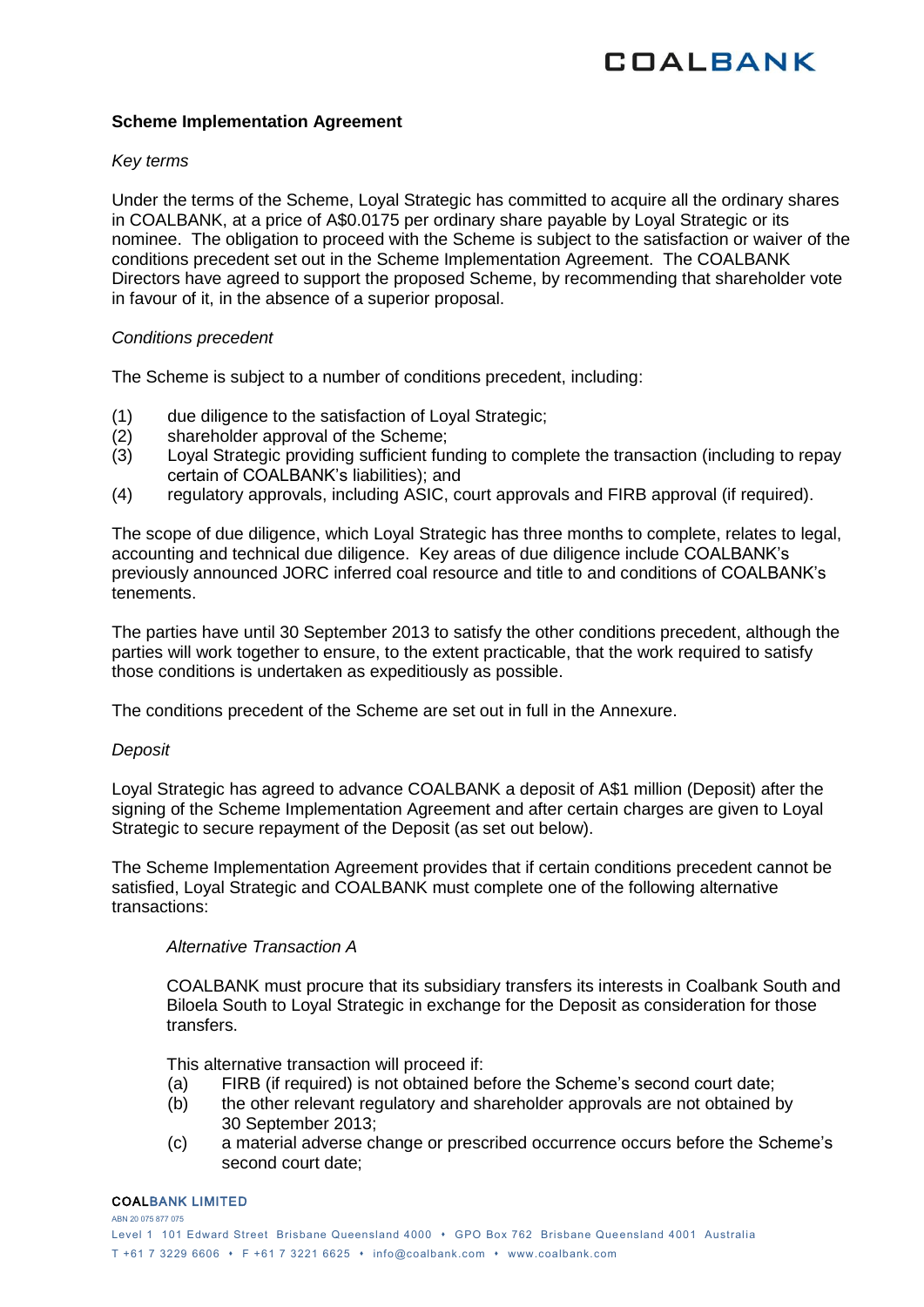**Scheme Implementation Agreement**

*Key terms*

Under the terms of the Scheme, Loyal Strategic has committed to acquire all the ordinary shares in COALBANK, at a price of A$0.0175 per ordinary share payable by Loyal Strategic or its nominee. The obligation to proceed with the Scheme is subject to the satisfaction or waiver of the conditions precedent set out in the Scheme Implementation Agreement. The COALBANK Directors have agreed to support the proposed Scheme, by recommending that shareholder vote in favour of it, in the absence of a superior proposal.

*Conditions precedent*

The Scheme is subject to a number of conditions precedent, including:

(1) due diligence to the satisfaction of Loyal Strategic;
(2) shareholder approval of the Scheme;
(3) Loyal Strategic providing sufficient funding to complete the transaction (including to repay certain of COALBANK's liabilities); and
(4) regulatory approvals, including ASIC, court approvals and FIRB approval (if required).

The scope of due diligence, which Loyal Strategic has three months to complete, relates to legal, accounting and technical due diligence. Key areas of due diligence include COALBANK's previously announced JORC inferred coal resource and title to and conditions of COALBANK's tenements.

The parties have until 30 September 2013 to satisfy the other conditions precedent, although the parties will work together to ensure, to the extent practicable, that the work required to satisfy those conditions is undertaken as expeditiously as possible.

The conditions precedent of the Scheme are set out in full in the Annexure.

*Deposit*

Loyal Strategic has agreed to advance COALBANK a deposit of A$1 million (Deposit) after the signing of the Scheme Implementation Agreement and after certain charges are given to Loyal Strategic to secure repayment of the Deposit (as set out below).

The Scheme Implementation Agreement provides that if certain conditions precedent cannot be satisfied, Loyal Strategic and COALBANK must complete one of the following alternative transactions:

*Alternative Transaction A*

COALBANK must procure that its subsidiary transfers its interests in Coalbank South and Biloela South to Loyal Strategic in exchange for the Deposit as consideration for those transfers.

This alternative transaction will proceed if:

(a) FIRB (if required) is not obtained before the Scheme's second court date;
(b) the other relevant regulatory and shareholder approvals are not obtained by 30 September 2013;
(c) a material adverse change or prescribed occurrence occurs before the Scheme's second court date;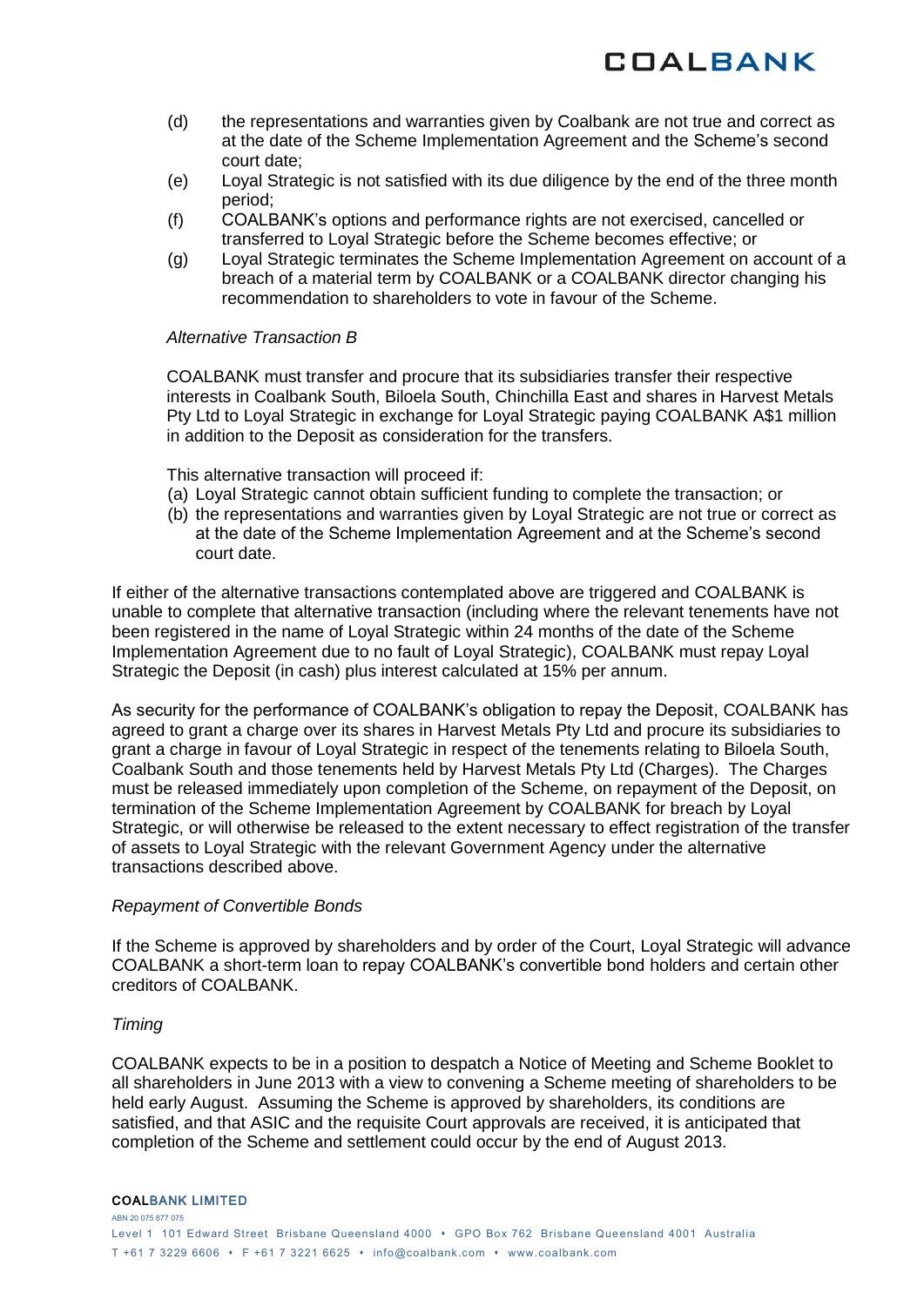(d) the representations and warranties given by Coalbank are not true and correct as at the date of the Scheme Implementation Agreement and the Scheme's second court date;

(e) Loyal Strategic is not satisfied with its due diligence by the end of the three month period;

(f) COALBANK's options and performance rights are not exercised, cancelled or transferred to Loyal Strategic before the Scheme becomes effective; or

(g) Loyal Strategic terminates the Scheme Implementation Agreement on account of a breach of a material term by COALBANK or a COALBANK director changing his recommendation to shareholders to vote in favour of the Scheme.

*Alternative Transaction B*

COALBANK must transfer and procure that its subsidiaries transfer their respective interests in Coalbank South, Biloela South, Chinchilla East and shares in Harvest Metals Pty Ltd to Loyal Strategic in exchange for Loyal Strategic paying COALBANK A$1 million in addition to the Deposit as consideration for the transfers.

This alternative transaction will proceed if:

(a) Loyal Strategic cannot obtain sufficient funding to complete the transaction; or

(b) the representations and warranties given by Loyal Strategic are not true or correct as at the date of the Scheme Implementation Agreement and at the Scheme's second court date.

If either of the alternative transactions contemplated above are triggered and COALBANK is unable to complete that alternative transaction (including where the relevant tenements have not been registered in the name of Loyal Strategic within 24 months of the date of the Scheme Implementation Agreement due to no fault of Loyal Strategic), COALBANK must repay Loyal Strategic the Deposit (in cash) plus interest calculated at 15% per annum.

As security for the performance of COALBANK's obligation to repay the Deposit, COALBANK has agreed to grant a charge over its shares in Harvest Metals Pty Ltd and procure its subsidiaries to grant a charge in favour of Loyal Strategic in respect of the tenements relating to Biloela South, Coalbank South and those tenements held by Harvest Metals Pty Ltd (Charges). The Charges must be released immediately upon completion of the Scheme, on repayment of the Deposit, on termination of the Scheme Implementation Agreement by COALBANK for breach by Loyal Strategic, or will otherwise be released to the extent necessary to effect registration of the transfer of assets to Loyal Strategic with the relevant Government Agency under the alternative transactions described above.

*Repayment of Convertible Bonds*

If the Scheme is approved by shareholders and by order of the Court, Loyal Strategic will advance COALBANK a short-term loan to repay COALBANK's convertible bond holders and certain other creditors of COALBANK.

*Timing*

COALBANK expects to be in a position to despatch a Notice of Meeting and Scheme Booklet to all shareholders in June 2013 with a view to convening a Scheme meeting of shareholders to be held early August. Assuming the Scheme is approved by shareholders, its conditions are satisfied, and that ASIC and the requisite Court approvals are received, it is anticipated that completion of the Scheme and settlement could occur by the end of August 2013.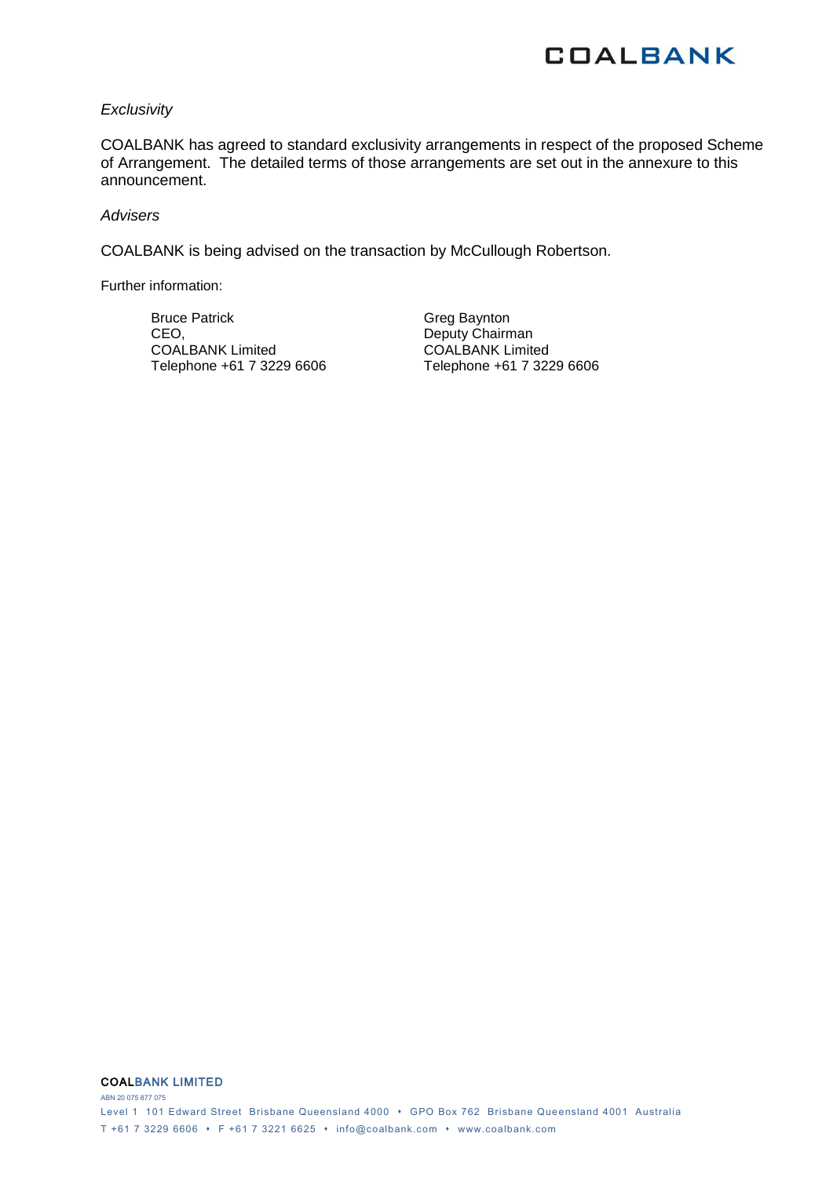*Exclusivity*

COALBANK has agreed to standard exclusivity arrangements in respect of the proposed Scheme of Arrangement. The detailed terms of those arrangements are set out in the annexure to this announcement.

*Advisers*

COALBANK is being advised on the transaction by McCullough Robertson.

Further information:

Bruce Patrick
CEO,
COALBANK Limited
Telephone +61 7 3229 6606

Greg Baynton
Deputy Chairman
COALBANK Limited
Telephone +61 7 3229 6606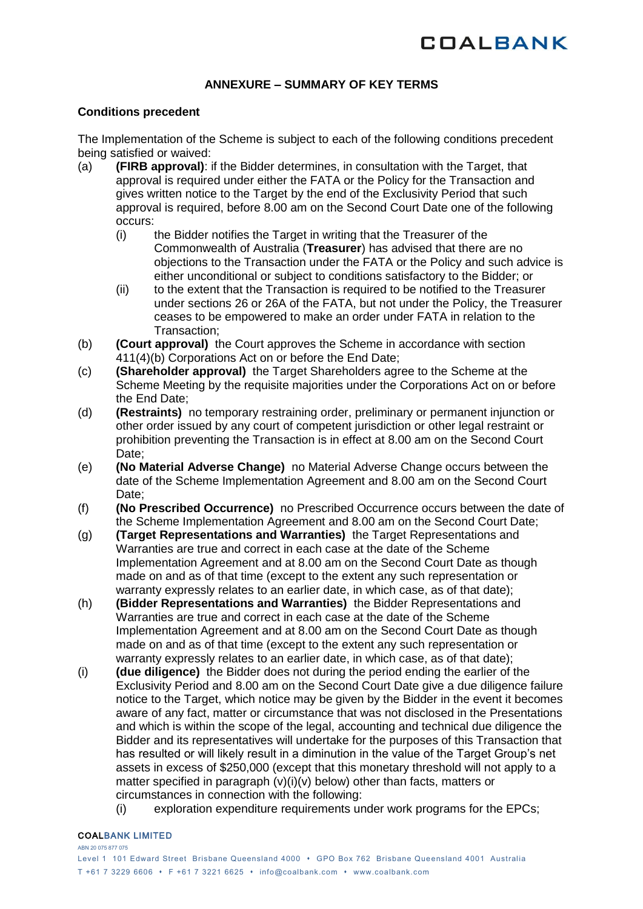## ANNEXURE – SUMMARY OF KEY TERMS

**Conditions precedent**

The Implementation of the Scheme is subject to each of the following conditions precedent being satisfied or waived:

(a) **(FIRB approval)**: if the Bidder determines, in consultation with the Target, that approval is required under either the FATA or the Policy for the Transaction and gives written notice to the Target by the end of the Exclusivity Period that such approval is required, before 8.00 am on the Second Court Date one of the following occurs:

  (i) the Bidder notifies the Target in writing that the Treasurer of the Commonwealth of Australia (**Treasurer**) has advised that there are no objections to the Transaction under the FATA or the Policy and such advice is either unconditional or subject to conditions satisfactory to the Bidder; or

  (ii) to the extent that the Transaction is required to be notified to the Treasurer under sections 26 or 26A of the FATA, but not under the Policy, the Treasurer ceases to be empowered to make an order under FATA in relation to the Transaction;

(b) **(Court approval)** the Court approves the Scheme in accordance with section 411(4)(b) Corporations Act on or before the End Date;

(c) **(Shareholder approval)** the Target Shareholders agree to the Scheme at the Scheme Meeting by the requisite majorities under the Corporations Act on or before the End Date;

(d) **(Restraints)** no temporary restraining order, preliminary or permanent injunction or other order issued by any court of competent jurisdiction or other legal restraint or prohibition preventing the Transaction is in effect at 8.00 am on the Second Court Date;

(e) **(No Material Adverse Change)** no Material Adverse Change occurs between the date of the Scheme Implementation Agreement and 8.00 am on the Second Court Date;

(f) **(No Prescribed Occurrence)** no Prescribed Occurrence occurs between the date of the Scheme Implementation Agreement and 8.00 am on the Second Court Date;

(g) **(Target Representations and Warranties)** the Target Representations and Warranties are true and correct in each case at the date of the Scheme Implementation Agreement and at 8.00 am on the Second Court Date as though made on and as of that time (except to the extent any such representation or warranty expressly relates to an earlier date, in which case, as of that date);

(h) **(Bidder Representations and Warranties)** the Bidder Representations and Warranties are true and correct in each case at the date of the Scheme Implementation Agreement and at 8.00 am on the Second Court Date as though made on and as of that time (except to the extent any such representation or warranty expressly relates to an earlier date, in which case, as of that date);

(i) **(due diligence)** the Bidder does not during the period ending the earlier of the Exclusivity Period and 8.00 am on the Second Court Date give a due diligence failure notice to the Target, which notice may be given by the Bidder in the event it becomes aware of any fact, matter or circumstance that was not disclosed in the Presentations and which is within the scope of the legal, accounting and technical due diligence the Bidder and its representatives will undertake for the purposes of this Transaction that has resulted or will likely result in a diminution in the value of the Target Group's net assets in excess of $250,000 (except that this monetary threshold will not apply to a matter specified in paragraph (v)(i)(v) below) other than facts, matters or circumstances in connection with the following:

  (i) exploration expenditure requirements under work programs for the EPCs;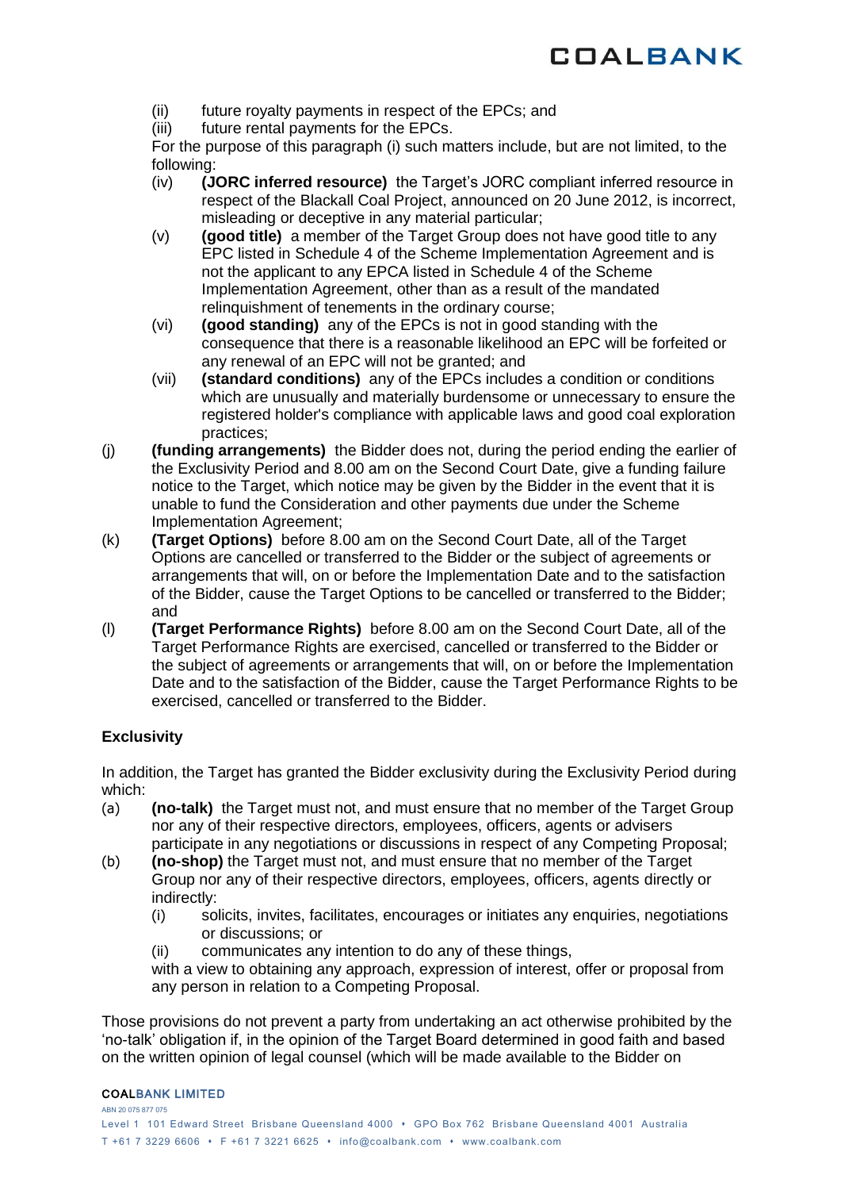(ii) future royalty payments in respect of the EPCs; and

(iii) future rental payments for the EPCs.

For the purpose of this paragraph (i) such matters include, but are not limited, to the following:

(iv) **(JORC inferred resource)** the Target's JORC compliant inferred resource in respect of the Blackall Coal Project, announced on 20 June 2012, is incorrect, misleading or deceptive in any material particular;

(v) **(good title)** a member of the Target Group does not have good title to any EPC listed in Schedule 4 of the Scheme Implementation Agreement and is not the applicant to any EPCA listed in Schedule 4 of the Scheme Implementation Agreement, other than as a result of the mandated relinquishment of tenements in the ordinary course;

(vi) **(good standing)** any of the EPCs is not in good standing with the consequence that there is a reasonable likelihood an EPC will be forfeited or any renewal of an EPC will not be granted; and

(vii) **(standard conditions)** any of the EPCs includes a condition or conditions which are unusually and materially burdensome or unnecessary to ensure the registered holder's compliance with applicable laws and good coal exploration practices;

(j) **(funding arrangements)** the Bidder does not, during the period ending the earlier of the Exclusivity Period and 8.00 am on the Second Court Date, give a funding failure notice to the Target, which notice may be given by the Bidder in the event that it is unable to fund the Consideration and other payments due under the Scheme Implementation Agreement;

(k) **(Target Options)** before 8.00 am on the Second Court Date, all of the Target Options are cancelled or transferred to the Bidder or the subject of agreements or arrangements that will, on or before the Implementation Date and to the satisfaction of the Bidder, cause the Target Options to be cancelled or transferred to the Bidder; and

(l) **(Target Performance Rights)** before 8.00 am on the Second Court Date, all of the Target Performance Rights are exercised, cancelled or transferred to the Bidder or the subject of agreements or arrangements that will, on or before the Implementation Date and to the satisfaction of the Bidder, cause the Target Performance Rights to be exercised, cancelled or transferred to the Bidder.

**Exclusivity**

In addition, the Target has granted the Bidder exclusivity during the Exclusivity Period during which:

(a) **(no-talk)** the Target must not, and must ensure that no member of the Target Group nor any of their respective directors, employees, officers, agents or advisers participate in any negotiations or discussions in respect of any Competing Proposal;

(b) **(no-shop)** the Target must not, and must ensure that no member of the Target Group nor any of their respective directors, employees, officers, agents directly or indirectly:

  (i) solicits, invites, facilitates, encourages or initiates any enquiries, negotiations or discussions; or

  (ii) communicates any intention to do any of these things,

  with a view to obtaining any approach, expression of interest, offer or proposal from any person in relation to a Competing Proposal.

Those provisions do not prevent a party from undertaking an act otherwise prohibited by the 'no-talk' obligation if, in the opinion of the Target Board determined in good faith and based on the written opinion of legal counsel (which will be made available to the Bidder on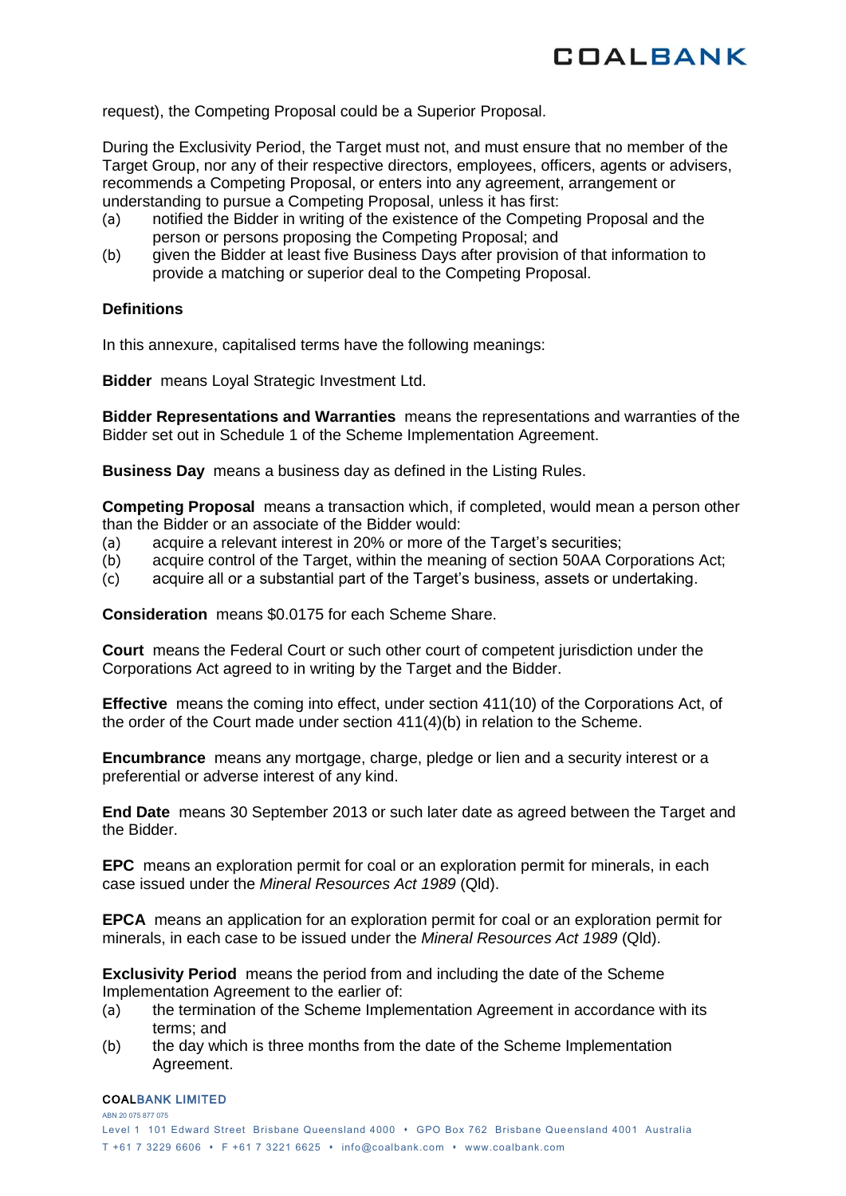request), the Competing Proposal could be a Superior Proposal.

During the Exclusivity Period, the Target must not, and must ensure that no member of the Target Group, nor any of their respective directors, employees, officers, agents or advisers, recommends a Competing Proposal, or enters into any agreement, arrangement or understanding to pursue a Competing Proposal, unless it has first:

(a) notified the Bidder in writing of the existence of the Competing Proposal and the person or persons proposing the Competing Proposal; and
(b) given the Bidder at least five Business Days after provision of that information to provide a matching or superior deal to the Competing Proposal.

**Definitions**

In this annexure, capitalised terms have the following meanings:

**Bidder** means Loyal Strategic Investment Ltd.

**Bidder Representations and Warranties** means the representations and warranties of the Bidder set out in Schedule 1 of the Scheme Implementation Agreement.

**Business Day** means a business day as defined in the Listing Rules.

**Competing Proposal** means a transaction which, if completed, would mean a person other than the Bidder or an associate of the Bidder would:

(a) acquire a relevant interest in 20% or more of the Target's securities;
(b) acquire control of the Target, within the meaning of section 50AA Corporations Act;
(c) acquire all or a substantial part of the Target's business, assets or undertaking.

**Consideration** means $0.0175 for each Scheme Share.

**Court** means the Federal Court or such other court of competent jurisdiction under the Corporations Act agreed to in writing by the Target and the Bidder.

**Effective** means the coming into effect, under section 411(10) of the Corporations Act, of the order of the Court made under section 411(4)(b) in relation to the Scheme.

**Encumbrance** means any mortgage, charge, pledge or lien and a security interest or a preferential or adverse interest of any kind.

**End Date** means 30 September 2013 or such later date as agreed between the Target and the Bidder.

**EPC** means an exploration permit for coal or an exploration permit for minerals, in each case issued under the *Mineral Resources Act 1989* (Qld).

**EPCA** means an application for an exploration permit for coal or an exploration permit for minerals, in each case to be issued under the *Mineral Resources Act 1989* (Qld).

**Exclusivity Period** means the period from and including the date of the Scheme Implementation Agreement to the earlier of:

(a) the termination of the Scheme Implementation Agreement in accordance with its terms; and
(b) the day which is three months from the date of the Scheme Implementation Agreement.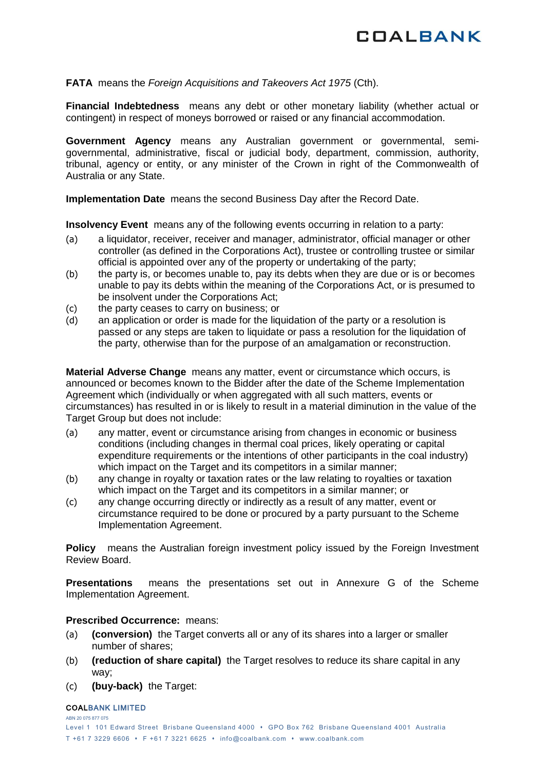**FATA** means the *Foreign Acquisitions and Takeovers Act 1975* (Cth).

**Financial Indebtedness** means any debt or other monetary liability (whether actual or contingent) in respect of moneys borrowed or raised or any financial accommodation.

**Government Agency** means any Australian government or governmental, semi-governmental, administrative, fiscal or judicial body, department, commission, authority, tribunal, agency or entity, or any minister of the Crown in right of the Commonwealth of Australia or any State.

**Implementation Date** means the second Business Day after the Record Date.

**Insolvency Event** means any of the following events occurring in relation to a party:

(a) a liquidator, receiver, receiver and manager, administrator, official manager or other controller (as defined in the Corporations Act), trustee or controlling trustee or similar official is appointed over any of the property or undertaking of the party;

(b) the party is, or becomes unable to, pay its debts when they are due or is or becomes unable to pay its debts within the meaning of the Corporations Act, or is presumed to be insolvent under the Corporations Act;

(c) the party ceases to carry on business; or

(d) an application or order is made for the liquidation of the party or a resolution is passed or any steps are taken to liquidate or pass a resolution for the liquidation of the party, otherwise than for the purpose of an amalgamation or reconstruction.

**Material Adverse Change** means any matter, event or circumstance which occurs, is announced or becomes known to the Bidder after the date of the Scheme Implementation Agreement which (individually or when aggregated with all such matters, events or circumstances) has resulted in or is likely to result in a material diminution in the value of the Target Group but does not include:

(a) any matter, event or circumstance arising from changes in economic or business conditions (including changes in thermal coal prices, likely operating or capital expenditure requirements or the intentions of other participants in the coal industry) which impact on the Target and its competitors in a similar manner;

(b) any change in royalty or taxation rates or the law relating to royalties or taxation which impact on the Target and its competitors in a similar manner; or

(c) any change occurring directly or indirectly as a result of any matter, event or circumstance required to be done or procured by a party pursuant to the Scheme Implementation Agreement.

**Policy** means the Australian foreign investment policy issued by the Foreign Investment Review Board.

**Presentations** means the presentations set out in Annexure G of the Scheme Implementation Agreement.

**Prescribed Occurrence:** means:

(a) **(conversion)** the Target converts all or any of its shares into a larger or smaller number of shares;

(b) **(reduction of share capital)** the Target resolves to reduce its share capital in any way;

(c) **(buy-back)** the Target: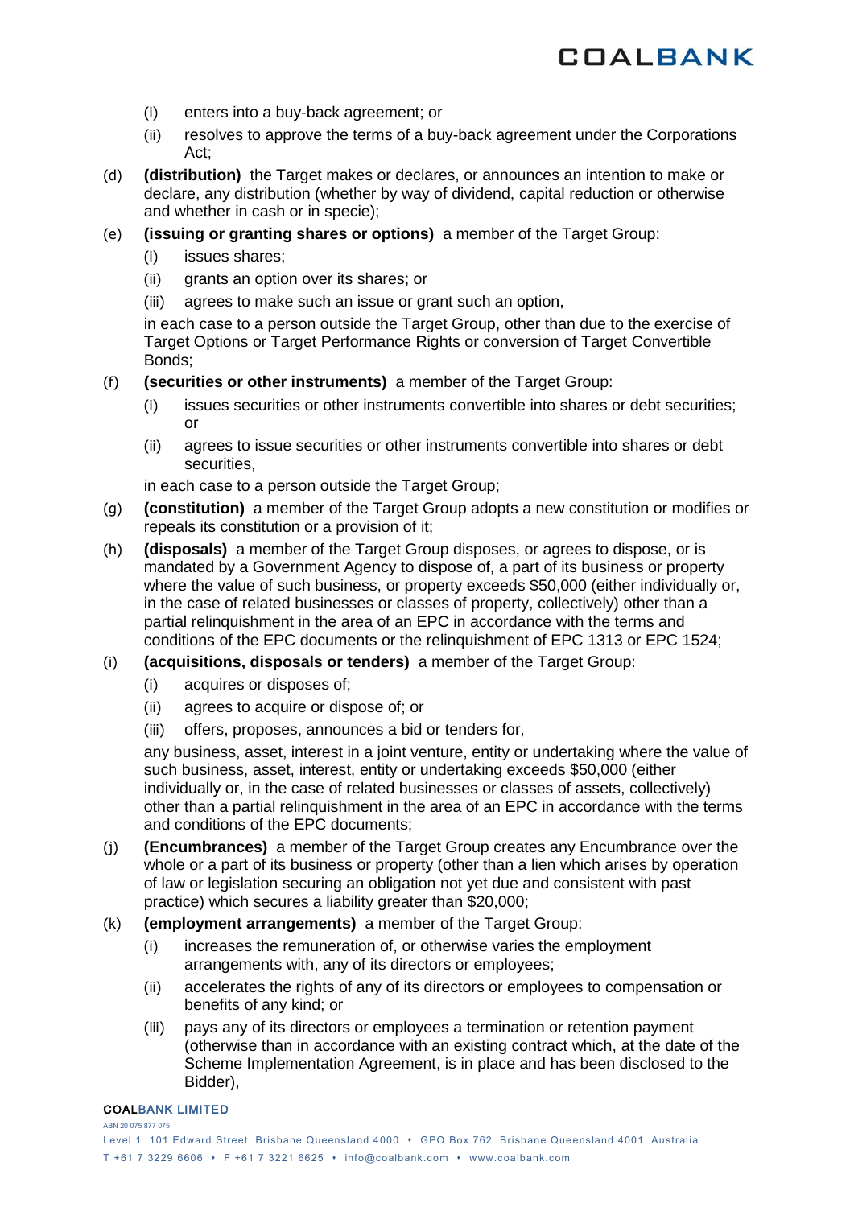- (i) enters into a buy-back agreement; or
- (ii) resolves to approve the terms of a buy-back agreement under the Corporations Act;

(d) **(distribution)** the Target makes or declares, or announces an intention to make or declare, any distribution (whether by way of dividend, capital reduction or otherwise and whether in cash or in specie);

(e) **(issuing or granting shares or options)** a member of the Target Group:

- (i) issues shares;
- (ii) grants an option over its shares; or
- (iii) agrees to make such an issue or grant such an option,

in each case to a person outside the Target Group, other than due to the exercise of Target Options or Target Performance Rights or conversion of Target Convertible Bonds;

(f) **(securities or other instruments)** a member of the Target Group:

- (i) issues securities or other instruments convertible into shares or debt securities; or
- (ii) agrees to issue securities or other instruments convertible into shares or debt securities,

in each case to a person outside the Target Group;

(g) **(constitution)** a member of the Target Group adopts a new constitution or modifies or repeals its constitution or a provision of it;

(h) **(disposals)** a member of the Target Group disposes, or agrees to dispose, or is mandated by a Government Agency to dispose of, a part of its business or property where the value of such business, or property exceeds $50,000 (either individually or, in the case of related businesses or classes of property, collectively) other than a partial relinquishment in the area of an EPC in accordance with the terms and conditions of the EPC documents or the relinquishment of EPC 1313 or EPC 1524;

(i) **(acquisitions, disposals or tenders)** a member of the Target Group:

- (i) acquires or disposes of;
- (ii) agrees to acquire or dispose of; or
- (iii) offers, proposes, announces a bid or tenders for,

any business, asset, interest in a joint venture, entity or undertaking where the value of such business, asset, interest, entity or undertaking exceeds $50,000 (either individually or, in the case of related businesses or classes of assets, collectively) other than a partial relinquishment in the area of an EPC in accordance with the terms and conditions of the EPC documents;

(j) **(Encumbrances)** a member of the Target Group creates any Encumbrance over the whole or a part of its business or property (other than a lien which arises by operation of law or legislation securing an obligation not yet due and consistent with past practice) which secures a liability greater than $20,000;

(k) **(employment arrangements)** a member of the Target Group:

- (i) increases the remuneration of, or otherwise varies the employment arrangements with, any of its directors or employees;
- (ii) accelerates the rights of any of its directors or employees to compensation or benefits of any kind; or
- (iii) pays any of its directors or employees a termination or retention payment (otherwise than in accordance with an existing contract which, at the date of the Scheme Implementation Agreement, is in place and has been disclosed to the Bidder),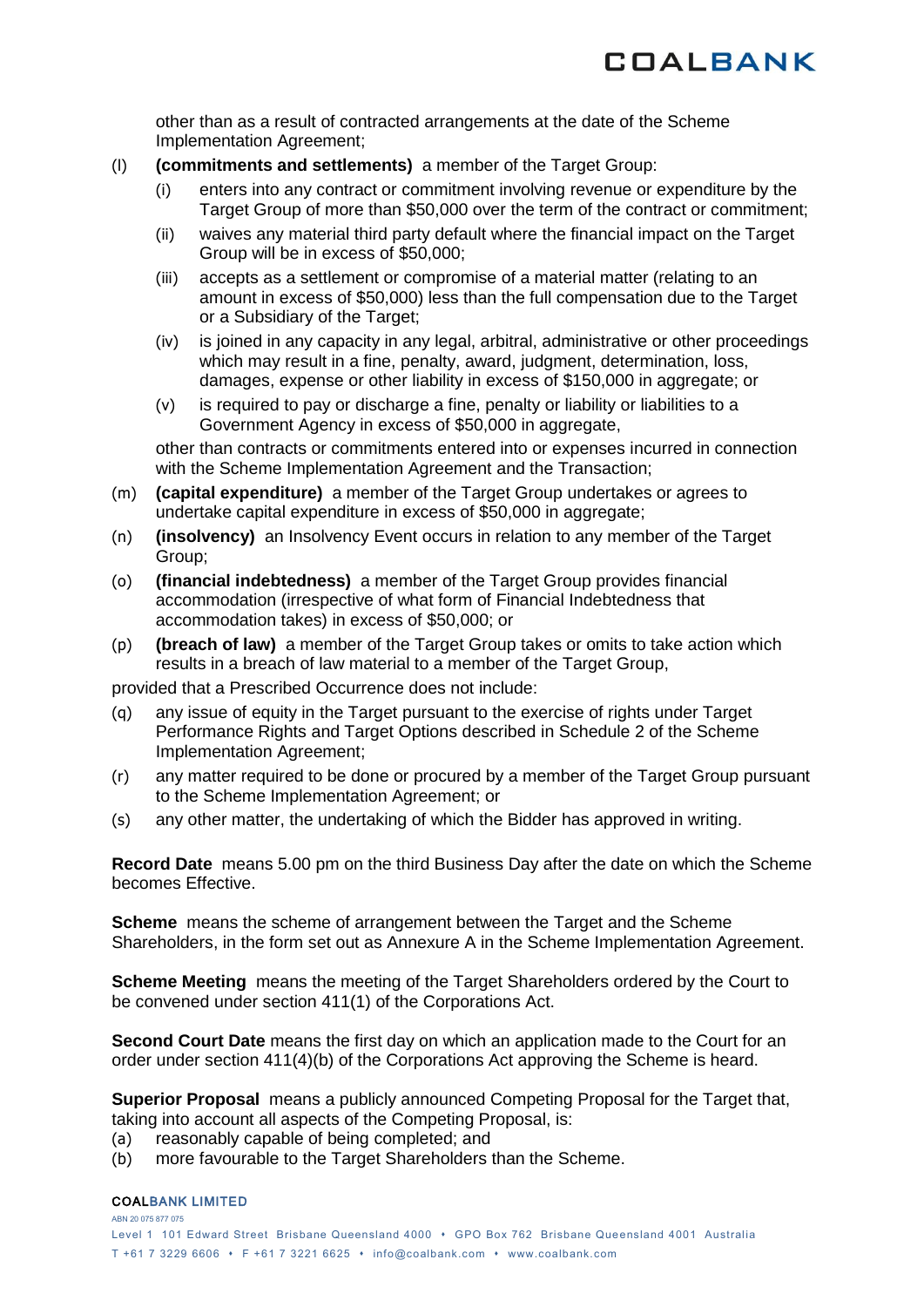other than as a result of contracted arrangements at the date of the Scheme Implementation Agreement;

(l) **(commitments and settlements)** a member of the Target Group:

  (i) enters into any contract or commitment involving revenue or expenditure by the Target Group of more than $50,000 over the term of the contract or commitment;

  (ii) waives any material third party default where the financial impact on the Target Group will be in excess of $50,000;

  (iii) accepts as a settlement or compromise of a material matter (relating to an amount in excess of $50,000) less than the full compensation due to the Target or a Subsidiary of the Target;

  (iv) is joined in any capacity in any legal, arbitral, administrative or other proceedings which may result in a fine, penalty, award, judgment, determination, loss, damages, expense or other liability in excess of $150,000 in aggregate; or

  (v) is required to pay or discharge a fine, penalty or liability or liabilities to a Government Agency in excess of $50,000 in aggregate,

other than contracts or commitments entered into or expenses incurred in connection with the Scheme Implementation Agreement and the Transaction;

(m) **(capital expenditure)** a member of the Target Group undertakes or agrees to undertake capital expenditure in excess of $50,000 in aggregate;

(n) **(insolvency)** an Insolvency Event occurs in relation to any member of the Target Group;

(o) **(financial indebtedness)** a member of the Target Group provides financial accommodation (irrespective of what form of Financial Indebtedness that accommodation takes) in excess of $50,000; or

(p) **(breach of law)** a member of the Target Group takes or omits to take action which results in a breach of law material to a member of the Target Group,

provided that a Prescribed Occurrence does not include:

(q) any issue of equity in the Target pursuant to the exercise of rights under Target Performance Rights and Target Options described in Schedule 2 of the Scheme Implementation Agreement;

(r) any matter required to be done or procured by a member of the Target Group pursuant to the Scheme Implementation Agreement; or

(s) any other matter, the undertaking of which the Bidder has approved in writing.

**Record Date** means 5.00 pm on the third Business Day after the date on which the Scheme becomes Effective.

**Scheme** means the scheme of arrangement between the Target and the Scheme Shareholders, in the form set out as Annexure A in the Scheme Implementation Agreement.

**Scheme Meeting** means the meeting of the Target Shareholders ordered by the Court to be convened under section 411(1) of the Corporations Act.

**Second Court Date** means the first day on which an application made to the Court for an order under section 411(4)(b) of the Corporations Act approving the Scheme is heard.

**Superior Proposal** means a publicly announced Competing Proposal for the Target that, taking into account all aspects of the Competing Proposal, is:

(a) reasonably capable of being completed; and

(b) more favourable to the Target Shareholders than the Scheme.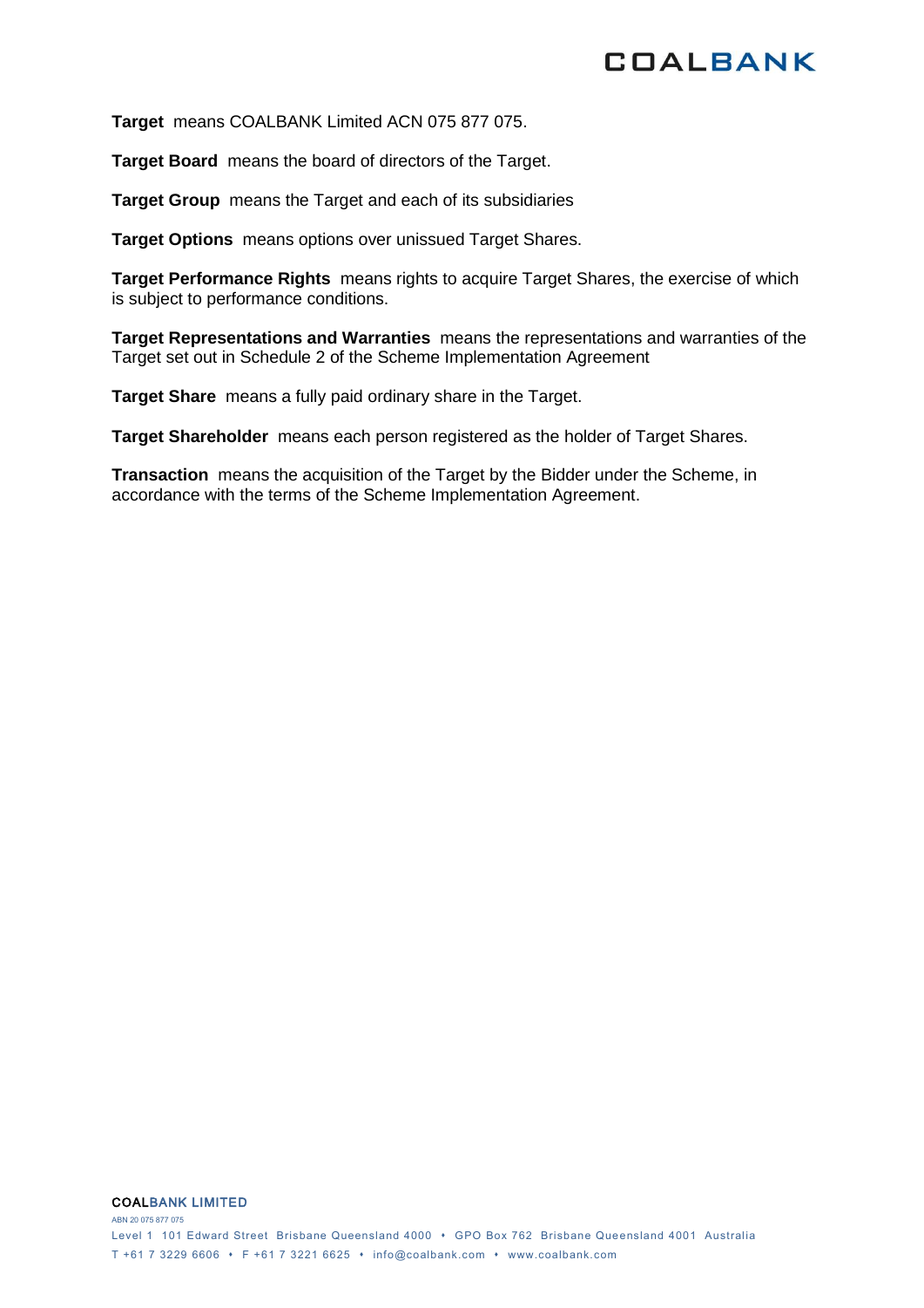**Target** means COALBANK Limited ACN 075 877 075.

**Target Board** means the board of directors of the Target.

**Target Group** means the Target and each of its subsidiaries

**Target Options** means options over unissued Target Shares.

**Target Performance Rights** means rights to acquire Target Shares, the exercise of which is subject to performance conditions.

**Target Representations and Warranties** means the representations and warranties of the Target set out in Schedule 2 of the Scheme Implementation Agreement

**Target Share** means a fully paid ordinary share in the Target.

**Target Shareholder** means each person registered as the holder of Target Shares.

**Transaction** means the acquisition of the Target by the Bidder under the Scheme, in accordance with the terms of the Scheme Implementation Agreement.